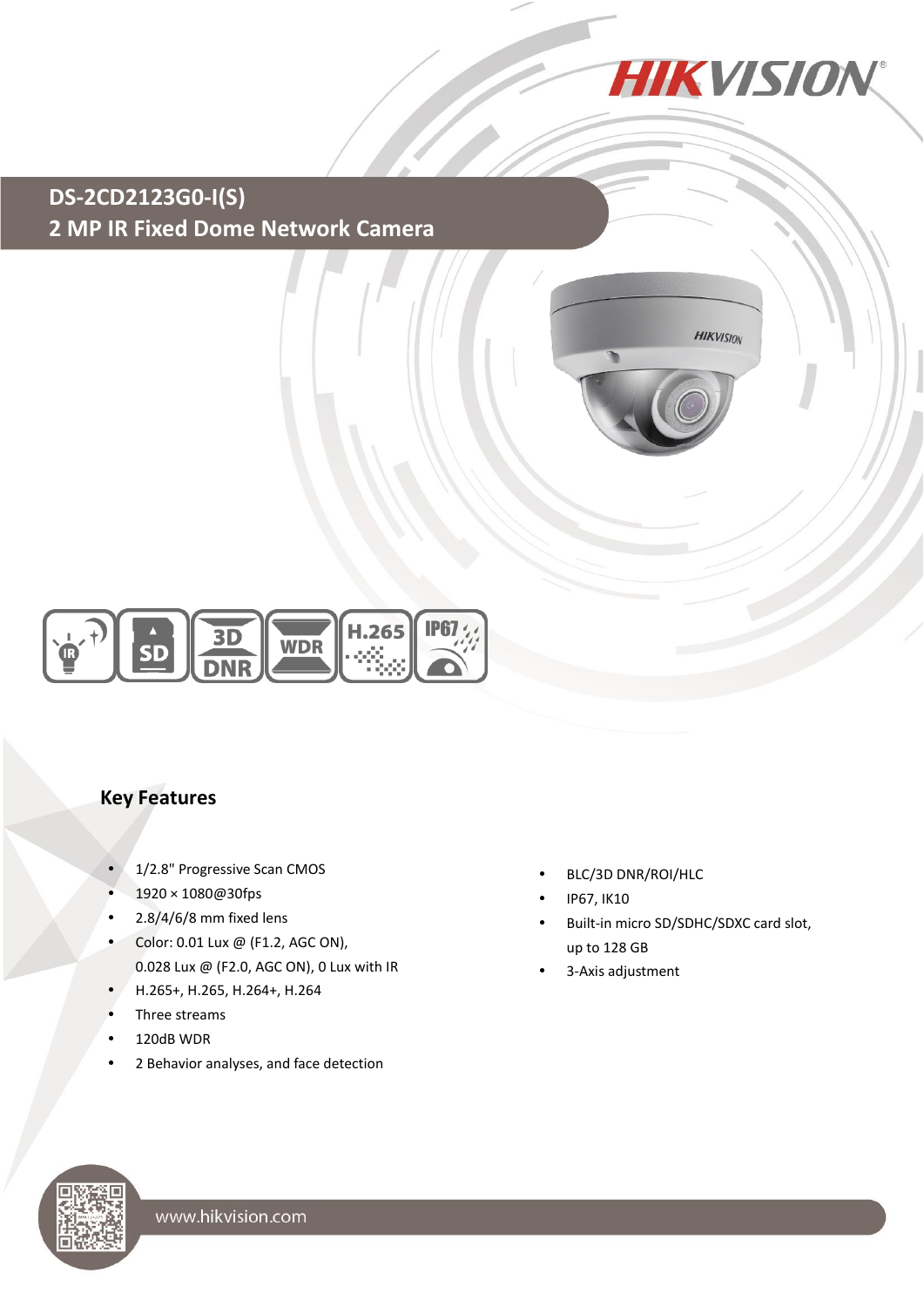# DS-2CD2123G0-I(S)

## 2 MP IR Fixed Dome Network Camera

### Key Features

- 1/2.8" Progressive Scan CMOS
- 1920 × 1080@30fps
- 2.8/4/6/8 mm fixed lens
- Color: 0.01 Lux @ (F1.2, AGC ON), 0.028 Lux @ (F2.0, AGC ON), 0 Lux with IR
- H.265+, H.265, H.264+, H.264
- Three streams
- 120dB WDR
- 2 Behavior analyses, and face detection
- BLC/3D DNR/ROI/HLC
- IP67, IK10
- Built-in micro SD/SDHC/SDXC card slot, up to 128 GB
- 3-Axis adjustment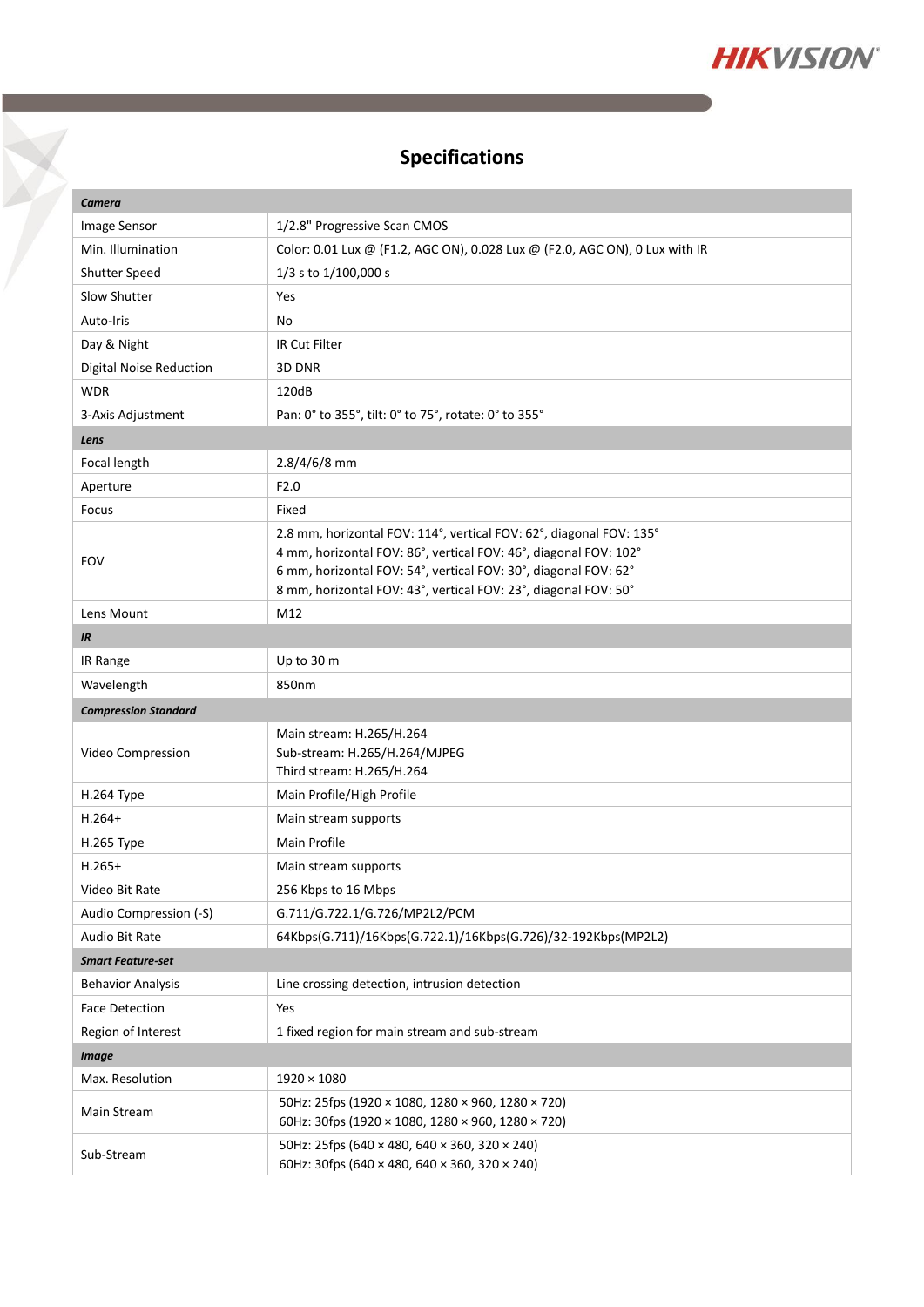## Specifications

| **Camera** | |
|---|---|
| Image Sensor | 1/2.8" Progressive Scan CMOS |
| Min. Illumination | Color: 0.01 Lux @ (F1.2, AGC ON), 0.028 Lux @ (F2.0, AGC ON), 0 Lux with IR |
| Shutter Speed | 1/3 s to 1/100,000 s |
| Slow Shutter | Yes |
| Auto-Iris | No |
| Day & Night | IR Cut Filter |
| Digital Noise Reduction | 3D DNR |
| WDR | 120dB |
| 3-Axis Adjustment | Pan: 0° to 355°, tilt: 0° to 75°, rotate: 0° to 355° |
| **Lens** | |
| Focal length | 2.8/4/6/8 mm |
| Aperture | F2.0 |
| Focus | Fixed |
| FOV | 2.8 mm, horizontal FOV: 114°, vertical FOV: 62°, diagonal FOV: 135°<br>4 mm, horizontal FOV: 86°, vertical FOV: 46°, diagonal FOV: 102°<br>6 mm, horizontal FOV: 54°, vertical FOV: 30°, diagonal FOV: 62°<br>8 mm, horizontal FOV: 43°, vertical FOV: 23°, diagonal FOV: 50° |
| Lens Mount | M12 |
| **IR** | |
| IR Range | Up to 30 m |
| Wavelength | 850nm |
| **Compression Standard** | |
| Video Compression | Main stream: H.265/H.264<br>Sub-stream: H.265/H.264/MJPEG<br>Third stream: H.265/H.264 |
| H.264 Type | Main Profile/High Profile |
| H.264+ | Main stream supports |
| H.265 Type | Main Profile |
| H.265+ | Main stream supports |
| Video Bit Rate | 256 Kbps to 16 Mbps |
| Audio Compression (-S) | G.711/G.722.1/G.726/MP2L2/PCM |
| Audio Bit Rate | 64Kbps(G.711)/16Kbps(G.722.1)/16Kbps(G.726)/32-192Kbps(MP2L2) |
| **Smart Feature-set** | |
| Behavior Analysis | Line crossing detection, intrusion detection |
| Face Detection | Yes |
| Region of Interest | 1 fixed region for main stream and sub-stream |
| **Image** | |
| Max. Resolution | 1920 × 1080 |
| Main Stream | 50Hz: 25fps (1920 × 1080, 1280 × 960, 1280 × 720)<br>60Hz: 30fps (1920 × 1080, 1280 × 960, 1280 × 720) |
| Sub-Stream | 50Hz: 25fps (640 × 480, 640 × 360, 320 × 240)<br>60Hz: 30fps (640 × 480, 640 × 360, 320 × 240) |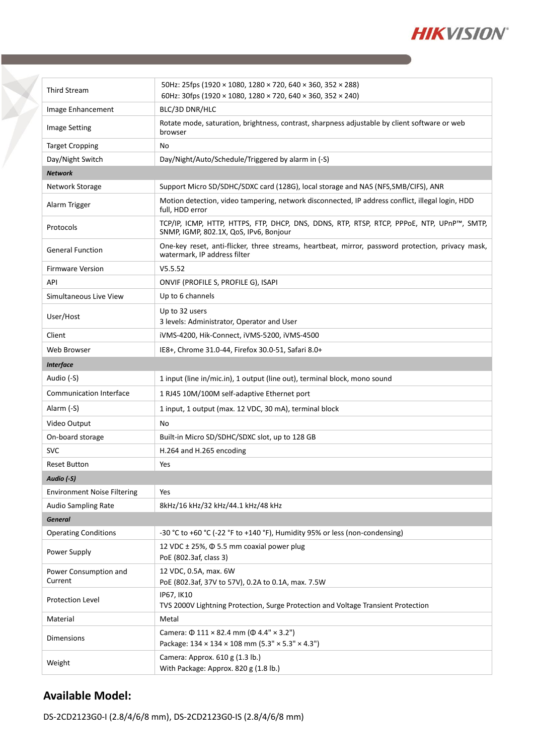| | |
|---|---|
| Third Stream | 50Hz: 25fps (1920 × 1080, 1280 × 720, 640 × 360, 352 × 288)<br>60Hz: 30fps (1920 × 1080, 1280 × 720, 640 × 360, 352 × 240) |
| Image Enhancement | BLC/3D DNR/HLC |
| Image Setting | Rotate mode, saturation, brightness, contrast, sharpness adjustable by client software or web browser |
| Target Cropping | No |
| Day/Night Switch | Day/Night/Auto/Schedule/Triggered by alarm in (-S) |
| ***Network*** | |
| Network Storage | Support Micro SD/SDHC/SDXC card (128G), local storage and NAS (NFS,SMB/CIFS), ANR |
| Alarm Trigger | Motion detection, video tampering, network disconnected, IP address conflict, illegal login, HDD full, HDD error |
| Protocols | TCP/IP, ICMP, HTTP, HTTPS, FTP, DHCP, DNS, DDNS, RTP, RTSP, RTCP, PPPoE, NTP, UPnP™, SMTP, SNMP, IGMP, 802.1X, QoS, IPv6, Bonjour |
| General Function | One-key reset, anti-flicker, three streams, heartbeat, mirror, password protection, privacy mask, watermark, IP address filter |
| Firmware Version | V5.5.52 |
| API | ONVIF (PROFILE S, PROFILE G), ISAPI |
| Simultaneous Live View | Up to 6 channels |
| User/Host | Up to 32 users<br>3 levels: Administrator, Operator and User |
| Client | iVMS-4200, Hik-Connect, iVMS-5200, iVMS-4500 |
| Web Browser | IE8+, Chrome 31.0-44, Firefox 30.0-51, Safari 8.0+ |
| ***Interface*** | |
| Audio (-S) | 1 input (line in/mic.in), 1 output (line out), terminal block, mono sound |
| Communication Interface | 1 RJ45 10M/100M self-adaptive Ethernet port |
| Alarm (-S) | 1 input, 1 output (max. 12 VDC, 30 mA), terminal block |
| Video Output | No |
| On-board storage | Built-in Micro SD/SDHC/SDXC slot, up to 128 GB |
| SVC | H.264 and H.265 encoding |
| Reset Button | Yes |
| ***Audio (-S)*** | |
| Environment Noise Filtering | Yes |
| Audio Sampling Rate | 8kHz/16 kHz/32 kHz/44.1 kHz/48 kHz |
| ***General*** | |
| Operating Conditions | -30 °C to +60 °C (-22 °F to +140 °F), Humidity 95% or less (non-condensing) |
| Power Supply | 12 VDC ± 25%, Φ 5.5 mm coaxial power plug<br>PoE (802.3af, class 3) |
| Power Consumption and Current | 12 VDC, 0.5A, max. 6W<br>PoE (802.3af, 37V to 57V), 0.2A to 0.1A, max. 7.5W |
| Protection Level | IP67, IK10<br>TVS 2000V Lightning Protection, Surge Protection and Voltage Transient Protection |
| Material | Metal |
| Dimensions | Camera: Φ 111 × 82.4 mm (Φ 4.4" × 3.2")<br>Package: 134 × 134 × 108 mm (5.3" × 5.3" × 4.3") |
| Weight | Camera: Approx. 610 g (1.3 lb.)<br>With Package: Approx. 820 g (1.8 lb.) |

## Available Model:

DS-2CD2123G0-I (2.8/4/6/8 mm), DS-2CD2123G0-IS (2.8/4/6/8 mm)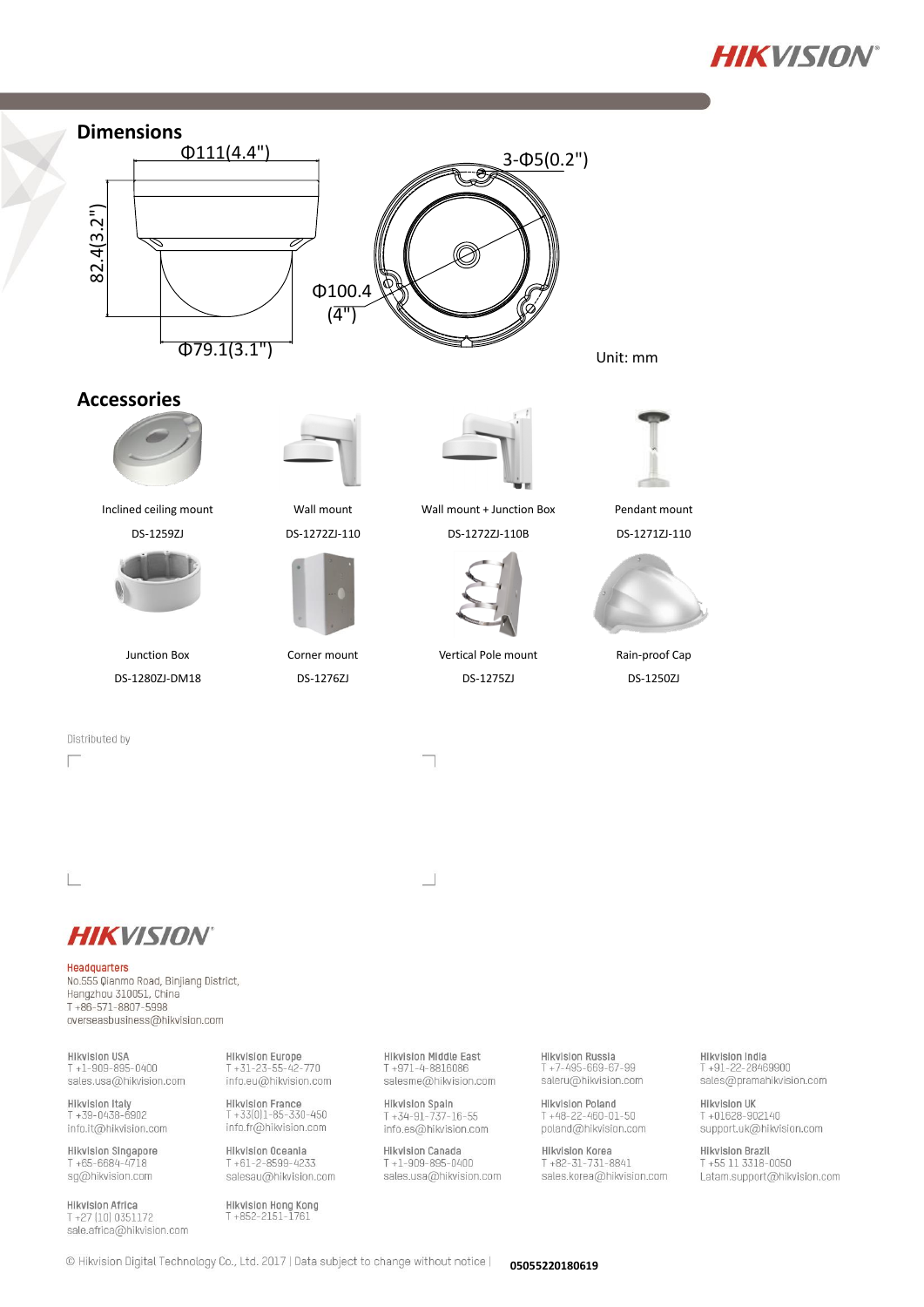## Dimensions

Φ111(4.4")

3-Φ5(0.2")

82.4(3.2")

Φ100.4 (4")

Φ79.1(3.1")

Unit: mm

## Accessories

| | | | |
|---|---|---|---|
| Inclined ceiling mount | Wall mount | Wall mount + Junction Box | Pendant mount |
| DS-1259ZJ | DS-1272ZJ-110 | DS-1272ZJ-110B | DS-1271ZJ-110 |
| Junction Box | Corner mount | Vertical Pole mount | Rain-proof Cap |
| DS-1280ZJ-DM18 | DS-1276ZJ | DS-1275ZJ | DS-1250ZJ |

Distributed by

**HIKVISION**

**Headquarters**
No.555 Qianmo Road, Binjiang District,
Hangzhou 310051, China
T +86-571-8807-5998
overseasbusiness@hikvision.com

**Hikvision USA**
T +1-909-895-0400
sales.usa@hikvision.com

**Hikvision Europe**
T +31-23-55-42-770
info.eu@hikvision.com

**Hikvision Middle East**
T +971-4-8816086
salesme@hikvision.com

**Hikvision Russia**
T +7-495-669-67-99
saleru@hikvision.com

**Hikvision India**
T +91-22-28469900
sales@pramahikvision.com

**Hikvision Italy**
T +39-0438-6902
info.it@hikvision.com

**Hikvision France**
T +33(0)1-85-330-450
info.fr@hikvision.com

**Hikvision Spain**
T +34-91-737-16-55
info.es@hikvision.com

**Hikvision Poland**
T +48-22-460-01-50
poland@hikvision.com

**Hikvision UK**
T +01628-902140
support.uk@hikvision.com

**Hikvision Singapore**
T +65-6684-4718
sg@hikvision.com

**Hikvision Oceania**
T +61-2-8599-4233
salesau@hikvision.com

**Hikvision Canada**
T +1-909-895-0400
sales.usa@hikvision.com

**Hikvision Korea**
T +82-31-731-8841
sales.korea@hikvision.com

**Hikvision Brazil**
T +55 11 3318-0050
Latam.support@hikvision.com

**Hikvision Africa**
T +27 (10) 0351172
sale.africa@hikvision.com

**Hikvision Hong Kong**
T +852-2151-1761

© Hikvision Digital Technology Co., Ltd. 2017 | Data subject to change without notice | **05055220180619**